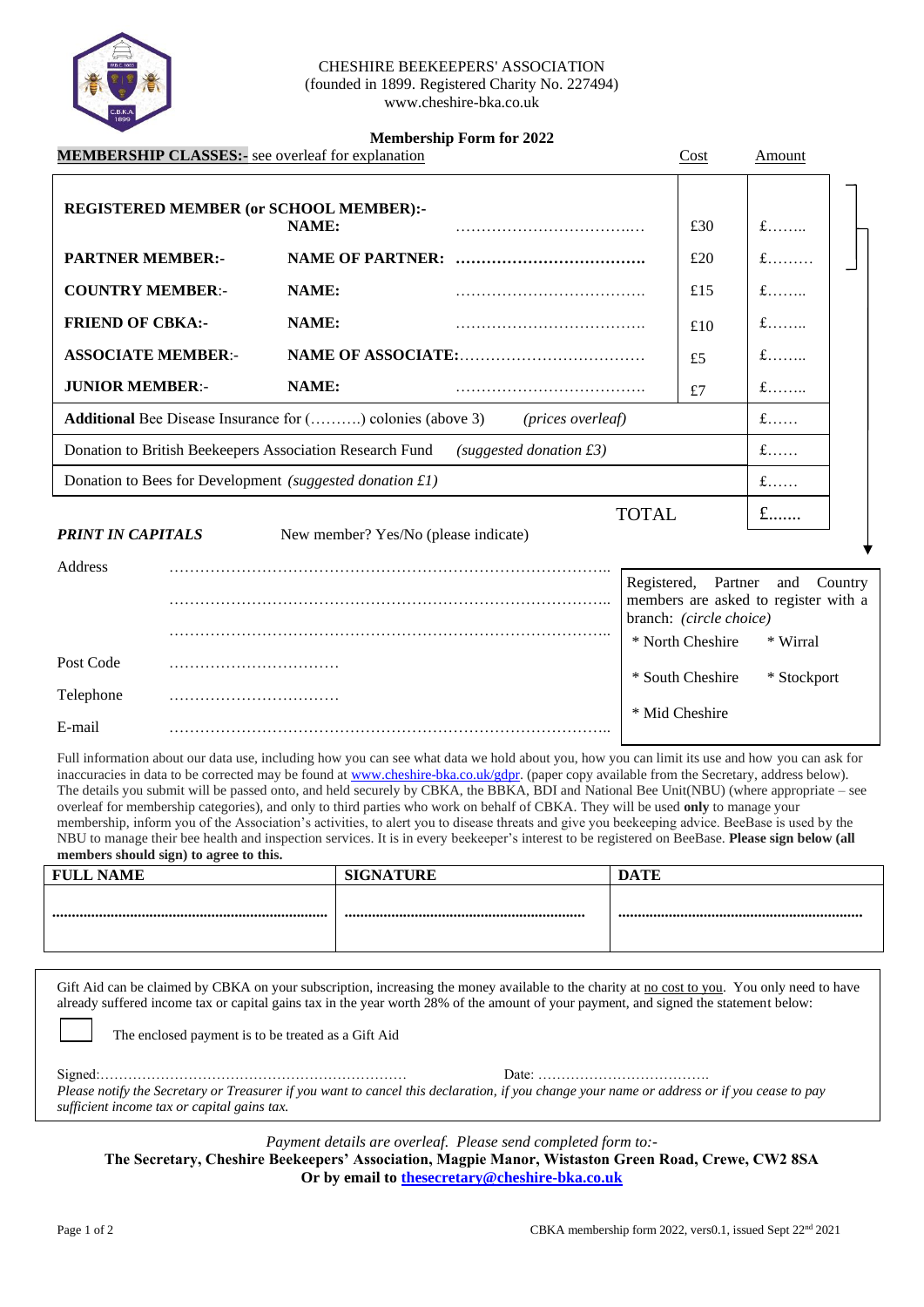CHESHIRE BEEKEEPERS' ASSOCIATION
(founded in 1899. Registered Charity No. 227494)
www.cheshire-bka.co.uk

**Membership Form for 2022**

**MEMBERSHIP CLASSES:-** see overleaf for explanation

| | | | Cost | Amount |
|---|---|---|---|---|
| **REGISTERED MEMBER (or SCHOOL MEMBER):-** | **NAME:** | ……………………………… | £30 | £…….. |
| **PARTNER MEMBER:-** | **NAME OF PARTNER:** | ……………………………… | £20 | £……… |
| **COUNTRY MEMBER:-** | **NAME:** | ……………………………… | £15 | £…….. |
| **FRIEND OF CBKA:-** | **NAME:** | ……………………………… | £10 | £…….. |
| **ASSOCIATE MEMBER:-** | **NAME OF ASSOCIATE:** | ……………………………… | £5 | £…….. |
| **JUNIOR MEMBER:-** | **NAME:** | ……………………………… | £7 | £…….. |
| **Additional** Bee Disease Insurance for (……….) colonies (above 3) *(prices overleaf)* | | | | £…… |
| Donation to British Beekeepers Association Research Fund *(suggested donation £3)* | | | | £…… |
| Donation to Bees for Development *(suggested donation £1)* | | | | £…… |
| | | | TOTAL | £……. |

***PRINT IN CAPITALS*** New member? Yes/No (please indicate)

Address ………………………………………………………………………

………………………………………………………………………

………………………………………………………………………

Post Code ……………………………

Telephone ……………………………

E-mail ………………………………………………………………………

Registered, Partner and Country members are asked to register with a branch: *(circle choice)*

- * North Cheshire
- * Wirral
- * South Cheshire
- * Stockport
- * Mid Cheshire

Full information about our data use, including how you can see what data we hold about you, how you can limit its use and how you can ask for inaccuracies in data to be corrected may be found at www.cheshire-bka.co.uk/gdpr. (paper copy available from the Secretary, address below). The details you submit will be passed onto, and held securely by CBKA, the BBKA, BDI and National Bee Unit(NBU) (where appropriate – see overleaf for membership categories), and only to third parties who work on behalf of CBKA. They will be used **only** to manage your membership, inform you of the Association's activities, to alert you to disease threats and give you beekeeping advice. BeeBase is used by the NBU to manage their bee health and inspection services. It is in every beekeeper's interest to be registered on BeeBase. **Please sign below (all members should sign) to agree to this.**

| FULL NAME | SIGNATURE | DATE |
|---|---|---|
| …………………………………………… | …………………………………………… | …………………………………………… |

Gift Aid can be claimed by CBKA on your subscription, increasing the money available to the charity at no cost to you. You only need to have already suffered income tax or capital gains tax in the year worth 28% of the amount of your payment, and signed the statement below:

☐ The enclosed payment is to be treated as a Gift Aid

Signed:………………………………………………………… Date: ………………………………

*Please notify the Secretary or Treasurer if you want to cancel this declaration, if you change your name or address or if you cease to pay sufficient income tax or capital gains tax.*

*Payment details are overleaf. Please send completed form to:-*

**The Secretary, Cheshire Beekeepers' Association, Magpie Manor, Wistaston Green Road, Crewe, CW2 8SA**

**Or by email to thesecretary@cheshire-bka.co.uk**

CBKA membership form 2022, vers0.1, issued Sept 22nd 2021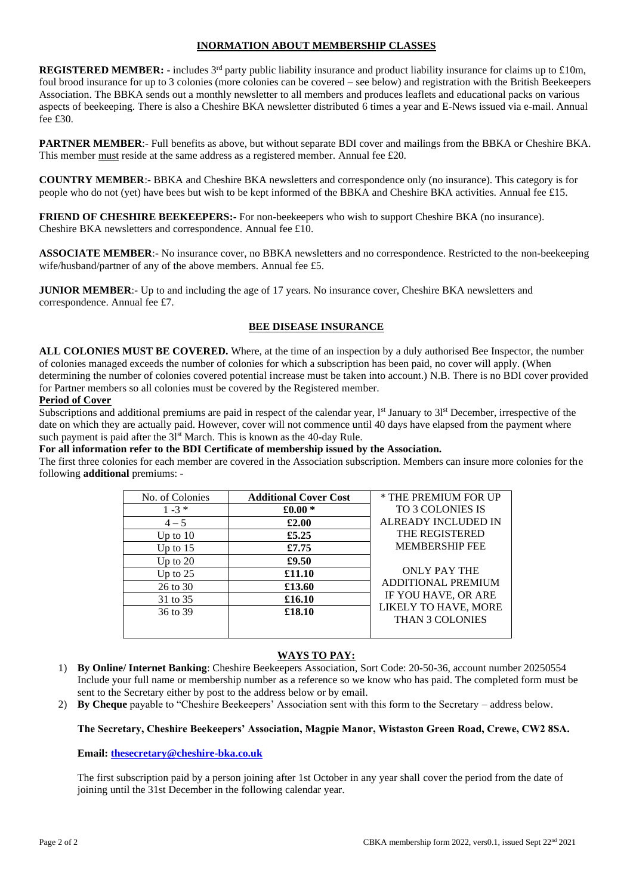## INORMATION ABOUT MEMBERSHIP CLASSES

**REGISTERED MEMBER:** - includes 3rd party public liability insurance and product liability insurance for claims up to £10m, foul brood insurance for up to 3 colonies (more colonies can be covered – see below) and registration with the British Beekeepers Association. The BBKA sends out a monthly newsletter to all members and produces leaflets and educational packs on various aspects of beekeeping. There is also a Cheshire BKA newsletter distributed 6 times a year and E-News issued via e-mail. Annual fee £30.

**PARTNER MEMBER**:- Full benefits as above, but without separate BDI cover and mailings from the BBKA or Cheshire BKA. This member must reside at the same address as a registered member. Annual fee £20.

**COUNTRY MEMBER**:- BBKA and Cheshire BKA newsletters and correspondence only (no insurance). This category is for people who do not (yet) have bees but wish to be kept informed of the BBKA and Cheshire BKA activities. Annual fee £15.

**FRIEND OF CHESHIRE BEEKEEPERS:-** For non-beekeepers who wish to support Cheshire BKA (no insurance). Cheshire BKA newsletters and correspondence. Annual fee £10.

**ASSOCIATE MEMBER**:- No insurance cover, no BBKA newsletters and no correspondence. Restricted to the non-beekeeping wife/husband/partner of any of the above members. Annual fee £5.

**JUNIOR MEMBER**:- Up to and including the age of 17 years. No insurance cover, Cheshire BKA newsletters and correspondence. Annual fee £7.

## BEE DISEASE INSURANCE

**ALL COLONIES MUST BE COVERED.** Where, at the time of an inspection by a duly authorised Bee Inspector, the number of colonies managed exceeds the number of colonies for which a subscription has been paid, no cover will apply. (When determining the number of colonies covered potential increase must be taken into account.) N.B. There is no BDI cover provided for Partner members so all colonies must be covered by the Registered member.

**Period of Cover**

Subscriptions and additional premiums are paid in respect of the calendar year, 1st January to 31st December, irrespective of the date on which they are actually paid. However, cover will not commence until 40 days have elapsed from the payment where such payment is paid after the 31st March. This is known as the 40-day Rule.

**For all information refer to the BDI Certificate of membership issued by the Association.**

The first three colonies for each member are covered in the Association subscription. Members can insure more colonies for the following **additional** premiums: -

| No. of Colonies | Additional Cover Cost | |
|---|---|---|
| 1 -3 * | **£0.00 *** | * THE PREMIUM FOR UP TO 3 COLONIES IS ALREADY INCLUDED IN THE REGISTERED MEMBERSHIP FEE |
| 4 – 5 | **£2.00** | |
| Up to 10 | **£5.25** | |
| Up to 15 | **£7.75** | |
| Up to 20 | **£9.50** | ONLY PAY THE ADDITIONAL PREMIUM IF YOU HAVE, OR ARE LIKELY TO HAVE, MORE THAN 3 COLONIES |
| Up to 25 | **£11.10** | |
| 26 to 30 | **£13.60** | |
| 31 to 35 | **£16.10** | |
| 36 to 39 | **£18.10** | |

## WAYS TO PAY:

1) **By Online/ Internet Banking**: Cheshire Beekeepers Association, Sort Code: 20-50-36, account number 20250554 Include your full name or membership number as a reference so we know who has paid. The completed form must be sent to the Secretary either by post to the address below or by email.
2) **By Cheque** payable to "Cheshire Beekeepers' Association sent with this form to the Secretary – address below.

**The Secretary, Cheshire Beekeepers' Association, Magpie Manor, Wistaston Green Road, Crewe, CW2 8SA.**

**Email: thesecretary@cheshire-bka.co.uk**

The first subscription paid by a person joining after 1st October in any year shall cover the period from the date of joining until the 31st December in the following calendar year.

CBKA membership form 2022, vers0.1, issued Sept 22nd 2021